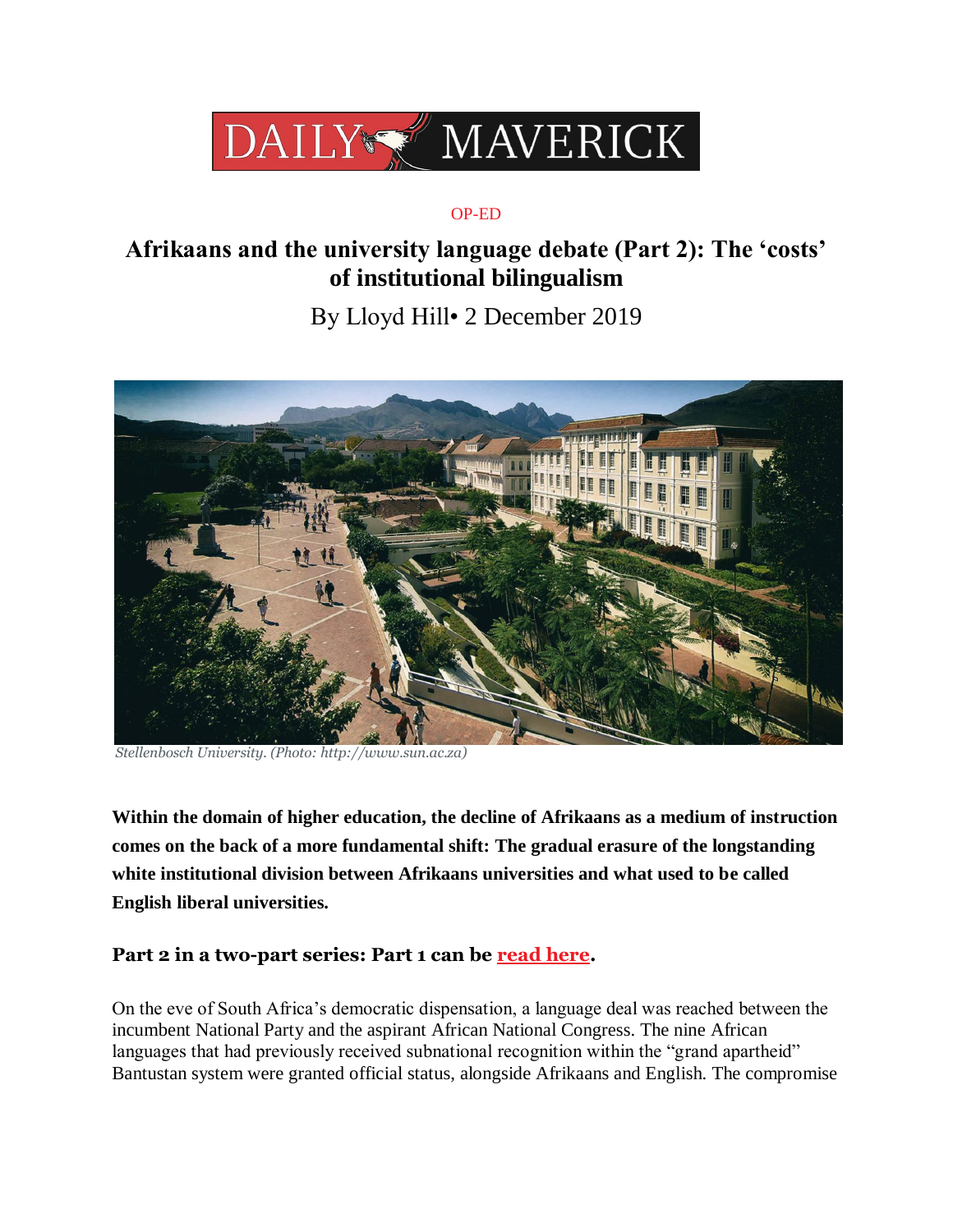DAILY MAVERICK

OP-ED

# Afrikaans and the university language debate (Part 2): The 'costs' of institutional bilingualism

By Lloyd Hill• 2 December 2019

*Stellenbosch University. (Photo: http://www.sun.ac.za)*

**Within the domain of higher education, the decline of Afrikaans as a medium of instruction comes on the back of a more fundamental shift: The gradual erasure of the longstanding white institutional division between Afrikaans universities and what used to be called English liberal universities.**

### Part 2 in a two-part series: Part 1 can be read here.

On the eve of South Africa's democratic dispensation, a language deal was reached between the incumbent National Party and the aspirant African National Congress. The nine African languages that had previously received subnational recognition within the "grand apartheid" Bantustan system were granted official status, alongside Afrikaans and English. The compromise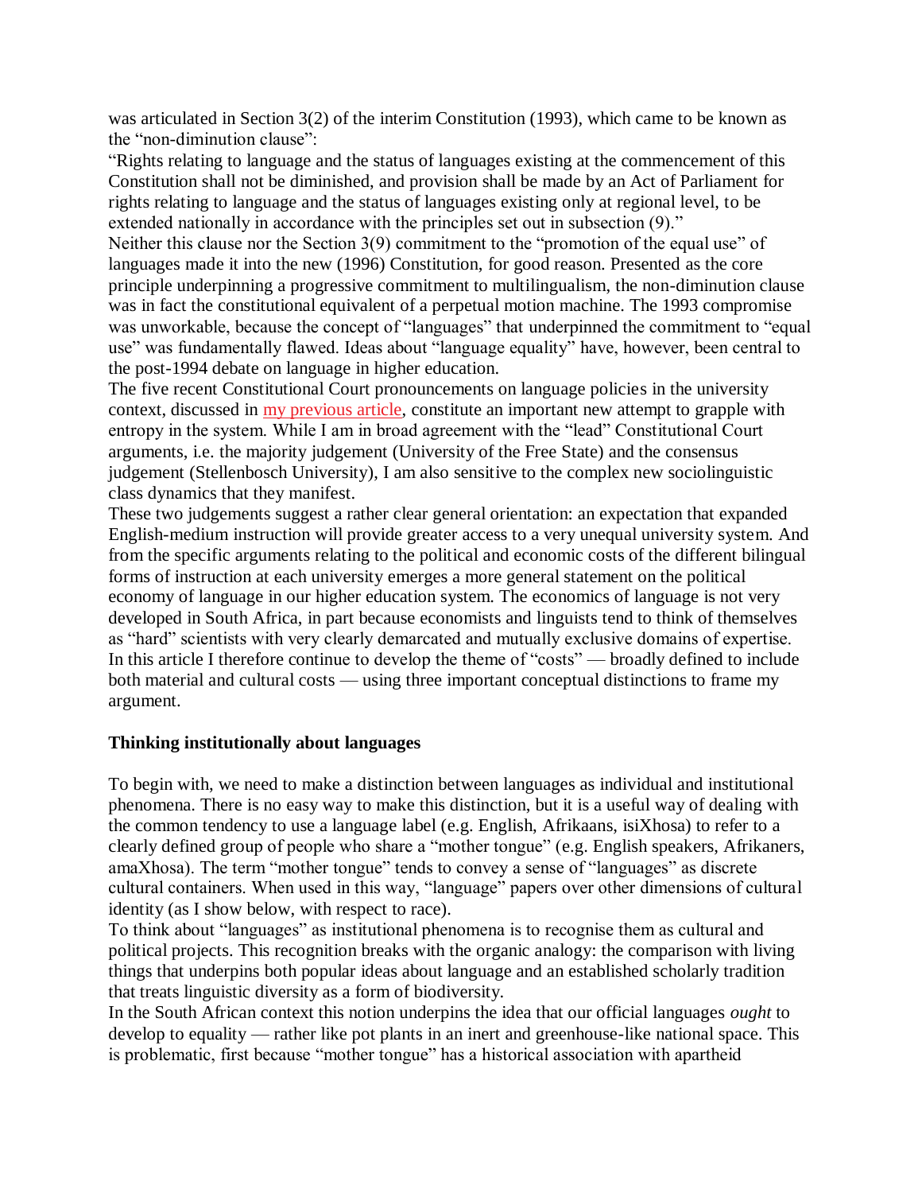was articulated in Section 3(2) of the interim Constitution (1993), which came to be known as the "non-diminution clause":

"Rights relating to language and the status of languages existing at the commencement of this Constitution shall not be diminished, and provision shall be made by an Act of Parliament for rights relating to language and the status of languages existing only at regional level, to be extended nationally in accordance with the principles set out in subsection (9)."

Neither this clause nor the Section 3(9) commitment to the "promotion of the equal use" of languages made it into the new (1996) Constitution, for good reason. Presented as the core principle underpinning a progressive commitment to multilingualism, the non-diminution clause was in fact the constitutional equivalent of a perpetual motion machine. The 1993 compromise was unworkable, because the concept of "languages" that underpinned the commitment to "equal use" was fundamentally flawed. Ideas about "language equality" have, however, been central to the post-1994 debate on language in higher education.

The five recent Constitutional Court pronouncements on language policies in the university context, discussed in my previous article, constitute an important new attempt to grapple with entropy in the system. While I am in broad agreement with the "lead" Constitutional Court arguments, i.e. the majority judgement (University of the Free State) and the consensus judgement (Stellenbosch University), I am also sensitive to the complex new sociolinguistic class dynamics that they manifest.

These two judgements suggest a rather clear general orientation: an expectation that expanded English-medium instruction will provide greater access to a very unequal university system. And from the specific arguments relating to the political and economic costs of the different bilingual forms of instruction at each university emerges a more general statement on the political economy of language in our higher education system. The economics of language is not very developed in South Africa, in part because economists and linguists tend to think of themselves as "hard" scientists with very clearly demarcated and mutually exclusive domains of expertise. In this article I therefore continue to develop the theme of "costs" — broadly defined to include both material and cultural costs — using three important conceptual distinctions to frame my argument.

**Thinking institutionally about languages**

To begin with, we need to make a distinction between languages as individual and institutional phenomena. There is no easy way to make this distinction, but it is a useful way of dealing with the common tendency to use a language label (e.g. English, Afrikaans, isiXhosa) to refer to a clearly defined group of people who share a "mother tongue" (e.g. English speakers, Afrikaners, amaXhosa). The term "mother tongue" tends to convey a sense of "languages" as discrete cultural containers. When used in this way, "language" papers over other dimensions of cultural identity (as I show below, with respect to race).

To think about "languages" as institutional phenomena is to recognise them as cultural and political projects. This recognition breaks with the organic analogy: the comparison with living things that underpins both popular ideas about language and an established scholarly tradition that treats linguistic diversity as a form of biodiversity.

In the South African context this notion underpins the idea that our official languages *ought* to develop to equality — rather like pot plants in an inert and greenhouse-like national space. This is problematic, first because "mother tongue" has a historical association with apartheid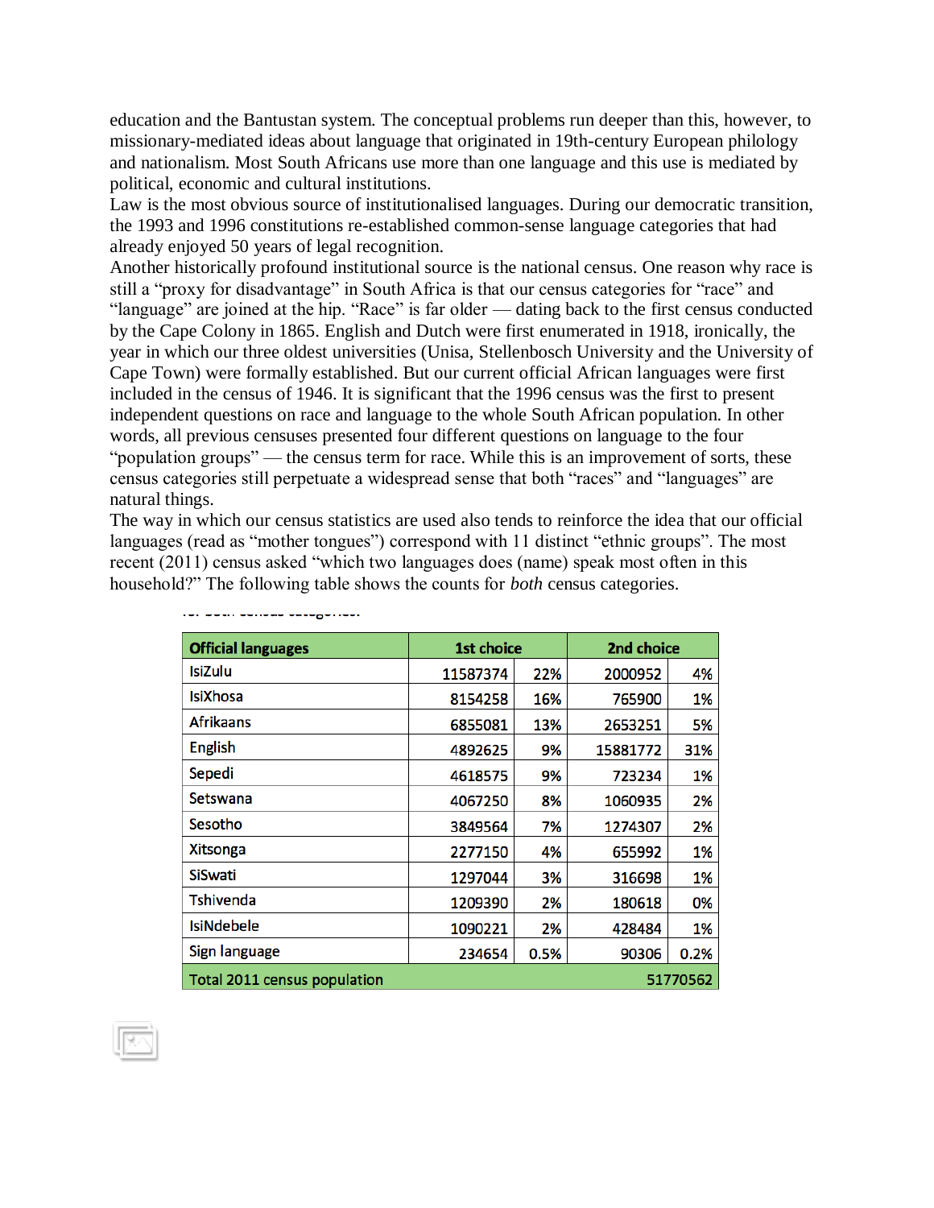education and the Bantustan system. The conceptual problems run deeper than this, however, to missionary-mediated ideas about language that originated in 19th-century European philology and nationalism. Most South Africans use more than one language and this use is mediated by political, economic and cultural institutions.

Law is the most obvious source of institutionalised languages. During our democratic transition, the 1993 and 1996 constitutions re-established common-sense language categories that had already enjoyed 50 years of legal recognition.

Another historically profound institutional source is the national census. One reason why race is still a "proxy for disadvantage" in South Africa is that our census categories for "race" and "language" are joined at the hip. "Race" is far older — dating back to the first census conducted by the Cape Colony in 1865. English and Dutch were first enumerated in 1918, ironically, the year in which our three oldest universities (Unisa, Stellenbosch University and the University of Cape Town) were formally established. But our current official African languages were first included in the census of 1946. It is significant that the 1996 census was the first to present independent questions on race and language to the whole South African population. In other words, all previous censuses presented four different questions on language to the four "population groups" — the census term for race. While this is an improvement of sorts, these census categories still perpetuate a widespread sense that both "races" and "languages" are natural things.

The way in which our census statistics are used also tends to reinforce the idea that our official languages (read as "mother tongues") correspond with 11 distinct "ethnic groups". The most recent (2011) census asked "which two languages does (name) speak most often in this household?" The following table shows the counts for *both* census categories.

| Official languages | 1st choice | | 2nd choice | |
|---|---|---|---|---|
| IsiZulu | 11587374 | 22% | 2000952 | 4% |
| IsiXhosa | 8154258 | 16% | 765900 | 1% |
| Afrikaans | 6855081 | 13% | 2653251 | 5% |
| English | 4892625 | 9% | 15881772 | 31% |
| Sepedi | 4618575 | 9% | 723234 | 1% |
| Setswana | 4067250 | 8% | 1060935 | 2% |
| Sesotho | 3849564 | 7% | 1274307 | 2% |
| Xitsonga | 2277150 | 4% | 655992 | 1% |
| SiSwati | 1297044 | 3% | 316698 | 1% |
| Tshivenda | 1209390 | 2% | 180618 | 0% |
| IsiNdebele | 1090221 | 2% | 428484 | 1% |
| Sign language | 234654 | 0.5% | 90306 | 0.2% |
| Total 2011 census population | | | | 51770562 |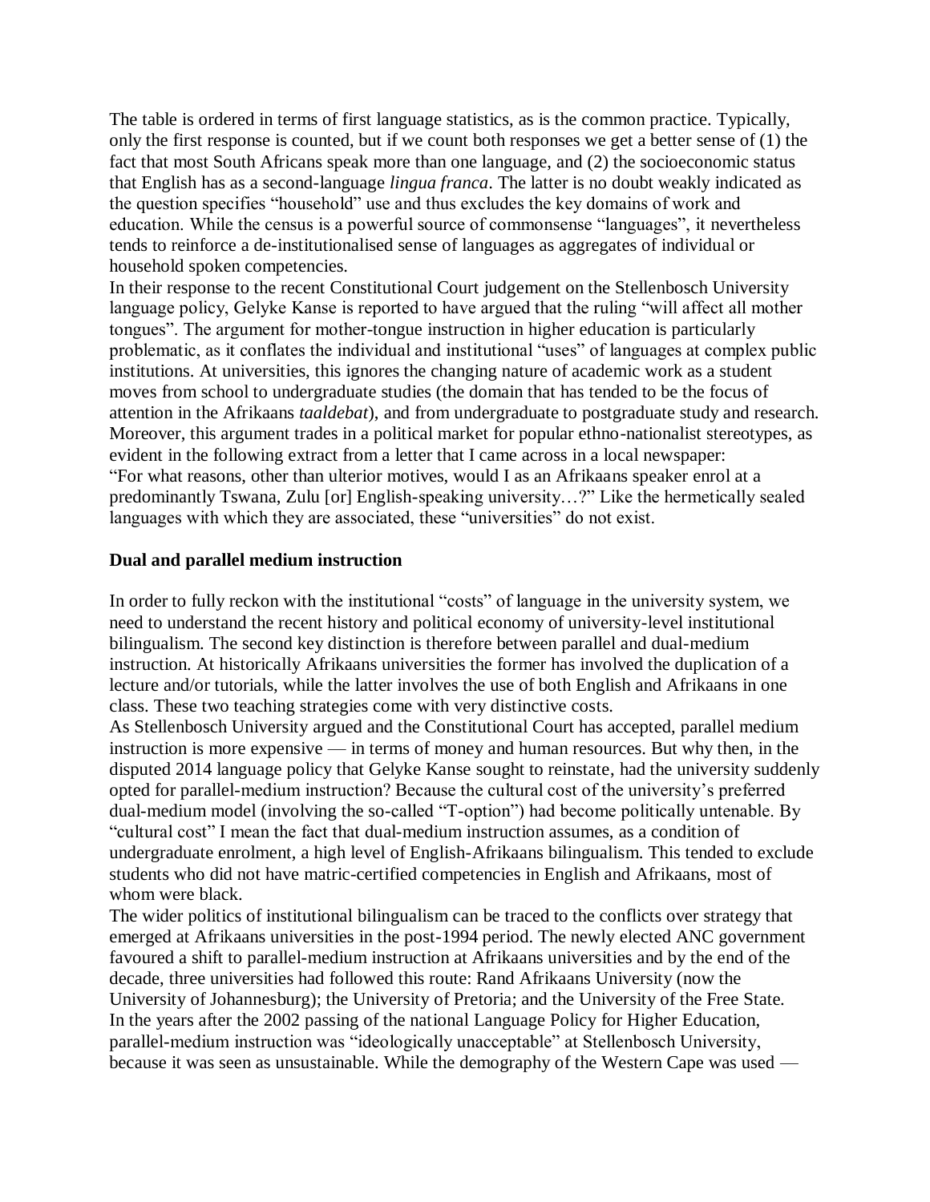The table is ordered in terms of first language statistics, as is the common practice. Typically, only the first response is counted, but if we count both responses we get a better sense of (1) the fact that most South Africans speak more than one language, and (2) the socioeconomic status that English has as a second-language *lingua franca*. The latter is no doubt weakly indicated as the question specifies "household" use and thus excludes the key domains of work and education. While the census is a powerful source of commonsense "languages", it nevertheless tends to reinforce a de-institutionalised sense of languages as aggregates of individual or household spoken competencies.

In their response to the recent Constitutional Court judgement on the Stellenbosch University language policy, Gelyke Kanse is reported to have argued that the ruling "will affect all mother tongues". The argument for mother-tongue instruction in higher education is particularly problematic, as it conflates the individual and institutional "uses" of languages at complex public institutions. At universities, this ignores the changing nature of academic work as a student moves from school to undergraduate studies (the domain that has tended to be the focus of attention in the Afrikaans *taaldebat*), and from undergraduate to postgraduate study and research. Moreover, this argument trades in a political market for popular ethno-nationalist stereotypes, as evident in the following extract from a letter that I came across in a local newspaper: "For what reasons, other than ulterior motives, would I as an Afrikaans speaker enrol at a predominantly Tswana, Zulu [or] English-speaking university…?" Like the hermetically sealed languages with which they are associated, these "universities" do not exist.

**Dual and parallel medium instruction**

In order to fully reckon with the institutional "costs" of language in the university system, we need to understand the recent history and political economy of university-level institutional bilingualism. The second key distinction is therefore between parallel and dual-medium instruction. At historically Afrikaans universities the former has involved the duplication of a lecture and/or tutorials, while the latter involves the use of both English and Afrikaans in one class. These two teaching strategies come with very distinctive costs.

As Stellenbosch University argued and the Constitutional Court has accepted, parallel medium instruction is more expensive — in terms of money and human resources. But why then, in the disputed 2014 language policy that Gelyke Kanse sought to reinstate, had the university suddenly opted for parallel-medium instruction? Because the cultural cost of the university's preferred dual-medium model (involving the so-called "T-option") had become politically untenable. By "cultural cost" I mean the fact that dual-medium instruction assumes, as a condition of undergraduate enrolment, a high level of English-Afrikaans bilingualism. This tended to exclude students who did not have matric-certified competencies in English and Afrikaans, most of whom were black.

The wider politics of institutional bilingualism can be traced to the conflicts over strategy that emerged at Afrikaans universities in the post-1994 period. The newly elected ANC government favoured a shift to parallel-medium instruction at Afrikaans universities and by the end of the decade, three universities had followed this route: Rand Afrikaans University (now the University of Johannesburg); the University of Pretoria; and the University of the Free State.

In the years after the 2002 passing of the national Language Policy for Higher Education, parallel-medium instruction was "ideologically unacceptable" at Stellenbosch University, because it was seen as unsustainable. While the demography of the Western Cape was used —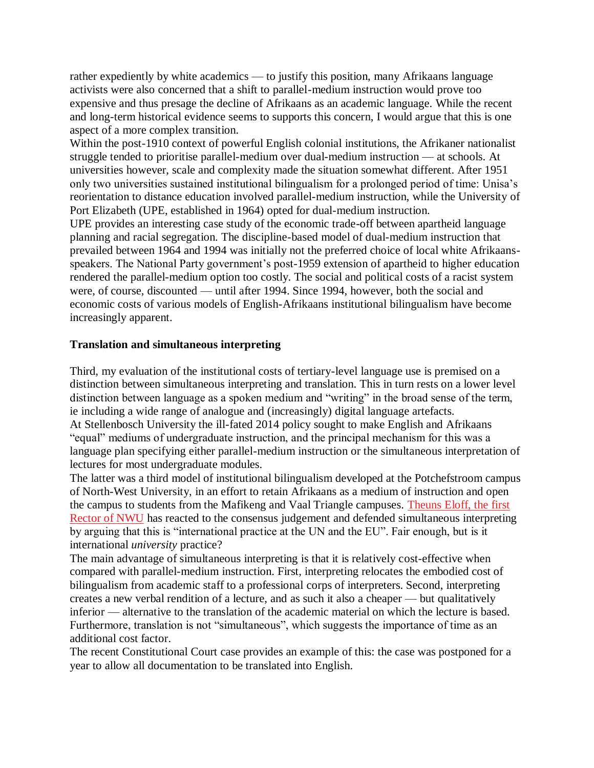rather expediently by white academics — to justify this position, many Afrikaans language activists were also concerned that a shift to parallel-medium instruction would prove too expensive and thus presage the decline of Afrikaans as an academic language. While the recent and long-term historical evidence seems to supports this concern, I would argue that this is one aspect of a more complex transition.

Within the post-1910 context of powerful English colonial institutions, the Afrikaner nationalist struggle tended to prioritise parallel-medium over dual-medium instruction — at schools. At universities however, scale and complexity made the situation somewhat different. After 1951 only two universities sustained institutional bilingualism for a prolonged period of time: Unisa's reorientation to distance education involved parallel-medium instruction, while the University of Port Elizabeth (UPE, established in 1964) opted for dual-medium instruction.

UPE provides an interesting case study of the economic trade-off between apartheid language planning and racial segregation. The discipline-based model of dual-medium instruction that prevailed between 1964 and 1994 was initially not the preferred choice of local white Afrikaans-speakers. The National Party government's post-1959 extension of apartheid to higher education rendered the parallel-medium option too costly. The social and political costs of a racist system were, of course, discounted — until after 1994. Since 1994, however, both the social and economic costs of various models of English-Afrikaans institutional bilingualism have become increasingly apparent.

### Translation and simultaneous interpreting

Third, my evaluation of the institutional costs of tertiary-level language use is premised on a distinction between simultaneous interpreting and translation. This in turn rests on a lower level distinction between language as a spoken medium and "writing" in the broad sense of the term, ie including a wide range of analogue and (increasingly) digital language artefacts.

At Stellenbosch University the ill-fated 2014 policy sought to make English and Afrikaans "equal" mediums of undergraduate instruction, and the principal mechanism for this was a language plan specifying either parallel-medium instruction or the simultaneous interpretation of lectures for most undergraduate modules.

The latter was a third model of institutional bilingualism developed at the Potchefstroom campus of North-West University, in an effort to retain Afrikaans as a medium of instruction and open the campus to students from the Mafikeng and Vaal Triangle campuses. Theuns Eloff, the first Rector of NWU has reacted to the consensus judgement and defended simultaneous interpreting by arguing that this is "international practice at the UN and the EU". Fair enough, but is it international *university* practice?

The main advantage of simultaneous interpreting is that it is relatively cost-effective when compared with parallel-medium instruction. First, interpreting relocates the embodied cost of bilingualism from academic staff to a professional corps of interpreters. Second, interpreting creates a new verbal rendition of a lecture, and as such it also a cheaper — but qualitatively inferior — alternative to the translation of the academic material on which the lecture is based. Furthermore, translation is not "simultaneous", which suggests the importance of time as an additional cost factor.

The recent Constitutional Court case provides an example of this: the case was postponed for a year to allow all documentation to be translated into English.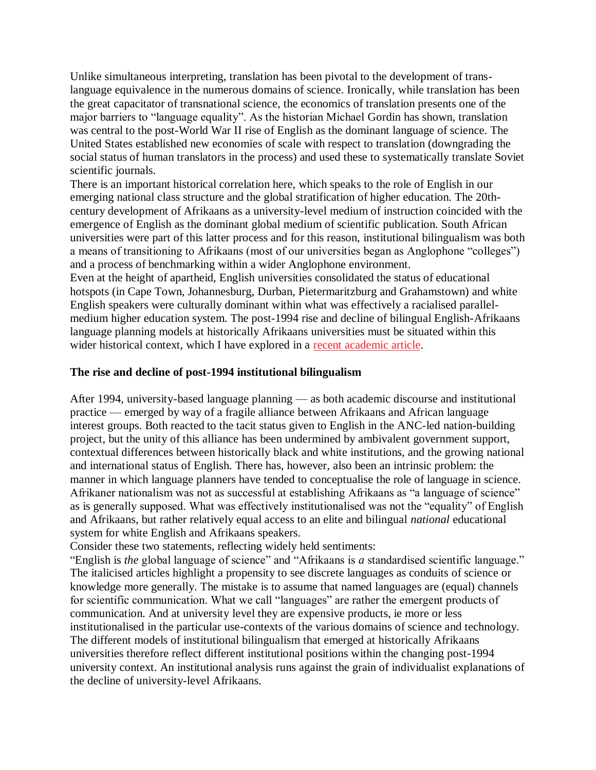Unlike simultaneous interpreting, translation has been pivotal to the development of trans-language equivalence in the numerous domains of science. Ironically, while translation has been the great capacitator of transnational science, the economics of translation presents one of the major barriers to "language equality". As the historian Michael Gordin has shown, translation was central to the post-World War II rise of English as the dominant language of science. The United States established new economies of scale with respect to translation (downgrading the social status of human translators in the process) and used these to systematically translate Soviet scientific journals.

There is an important historical correlation here, which speaks to the role of English in our emerging national class structure and the global stratification of higher education. The 20th-century development of Afrikaans as a university-level medium of instruction coincided with the emergence of English as the dominant global medium of scientific publication. South African universities were part of this latter process and for this reason, institutional bilingualism was both a means of transitioning to Afrikaans (most of our universities began as Anglophone "colleges") and a process of benchmarking within a wider Anglophone environment.

Even at the height of apartheid, English universities consolidated the status of educational hotspots (in Cape Town, Johannesburg, Durban, Pietermaritzburg and Grahamstown) and white English speakers were culturally dominant within what was effectively a racialised parallel-medium higher education system. The post-1994 rise and decline of bilingual English-Afrikaans language planning models at historically Afrikaans universities must be situated within this wider historical context, which I have explored in a recent academic article.

### The rise and decline of post-1994 institutional bilingualism

After 1994, university-based language planning — as both academic discourse and institutional practice — emerged by way of a fragile alliance between Afrikaans and African language interest groups. Both reacted to the tacit status given to English in the ANC-led nation-building project, but the unity of this alliance has been undermined by ambivalent government support, contextual differences between historically black and white institutions, and the growing national and international status of English. There has, however, also been an intrinsic problem: the manner in which language planners have tended to conceptualise the role of language in science. Afrikaner nationalism was not as successful at establishing Afrikaans as "a language of science" as is generally supposed. What was effectively institutionalised was not the "equality" of English and Afrikaans, but rather relatively equal access to an elite and bilingual *national* educational system for white English and Afrikaans speakers.

Consider these two statements, reflecting widely held sentiments:

"English is *the* global language of science" and "Afrikaans is *a* standardised scientific language." The italicised articles highlight a propensity to see discrete languages as conduits of science or knowledge more generally. The mistake is to assume that named languages are (equal) channels for scientific communication. What we call "languages" are rather the emergent products of communication. And at university level they are expensive products, ie more or less institutionalised in the particular use-contexts of the various domains of science and technology. The different models of institutional bilingualism that emerged at historically Afrikaans universities therefore reflect different institutional positions within the changing post-1994 university context. An institutional analysis runs against the grain of individualist explanations of the decline of university-level Afrikaans.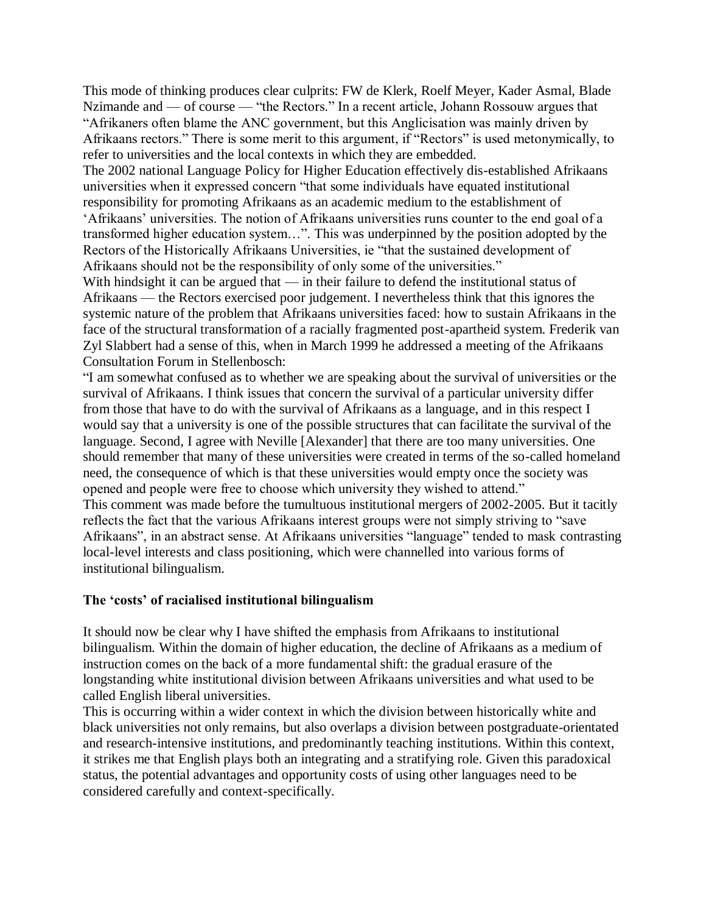This mode of thinking produces clear culprits: FW de Klerk, Roelf Meyer, Kader Asmal, Blade Nzimande and — of course — "the Rectors." In a recent article, Johann Rossouw argues that "Afrikaners often blame the ANC government, but this Anglicisation was mainly driven by Afrikaans rectors." There is some merit to this argument, if "Rectors" is used metonymically, to refer to universities and the local contexts in which they are embedded.

The 2002 national Language Policy for Higher Education effectively dis-established Afrikaans universities when it expressed concern "that some individuals have equated institutional responsibility for promoting Afrikaans as an academic medium to the establishment of 'Afrikaans' universities. The notion of Afrikaans universities runs counter to the end goal of a transformed higher education system…". This was underpinned by the position adopted by the Rectors of the Historically Afrikaans Universities, ie "that the sustained development of Afrikaans should not be the responsibility of only some of the universities."

With hindsight it can be argued that — in their failure to defend the institutional status of Afrikaans — the Rectors exercised poor judgement. I nevertheless think that this ignores the systemic nature of the problem that Afrikaans universities faced: how to sustain Afrikaans in the face of the structural transformation of a racially fragmented post-apartheid system. Frederik van Zyl Slabbert had a sense of this, when in March 1999 he addressed a meeting of the Afrikaans Consultation Forum in Stellenbosch:

"I am somewhat confused as to whether we are speaking about the survival of universities or the survival of Afrikaans. I think issues that concern the survival of a particular university differ from those that have to do with the survival of Afrikaans as a language, and in this respect I would say that a university is one of the possible structures that can facilitate the survival of the language. Second, I agree with Neville [Alexander] that there are too many universities. One should remember that many of these universities were created in terms of the so-called homeland need, the consequence of which is that these universities would empty once the society was opened and people were free to choose which university they wished to attend."

This comment was made before the tumultuous institutional mergers of 2002-2005. But it tacitly reflects the fact that the various Afrikaans interest groups were not simply striving to "save Afrikaans", in an abstract sense. At Afrikaans universities "language" tended to mask contrasting local-level interests and class positioning, which were channelled into various forms of institutional bilingualism.

**The 'costs' of racialised institutional bilingualism**

It should now be clear why I have shifted the emphasis from Afrikaans to institutional bilingualism. Within the domain of higher education, the decline of Afrikaans as a medium of instruction comes on the back of a more fundamental shift: the gradual erasure of the longstanding white institutional division between Afrikaans universities and what used to be called English liberal universities.

This is occurring within a wider context in which the division between historically white and black universities not only remains, but also overlaps a division between postgraduate-orientated and research-intensive institutions, and predominantly teaching institutions. Within this context, it strikes me that English plays both an integrating and a stratifying role. Given this paradoxical status, the potential advantages and opportunity costs of using other languages need to be considered carefully and context-specifically.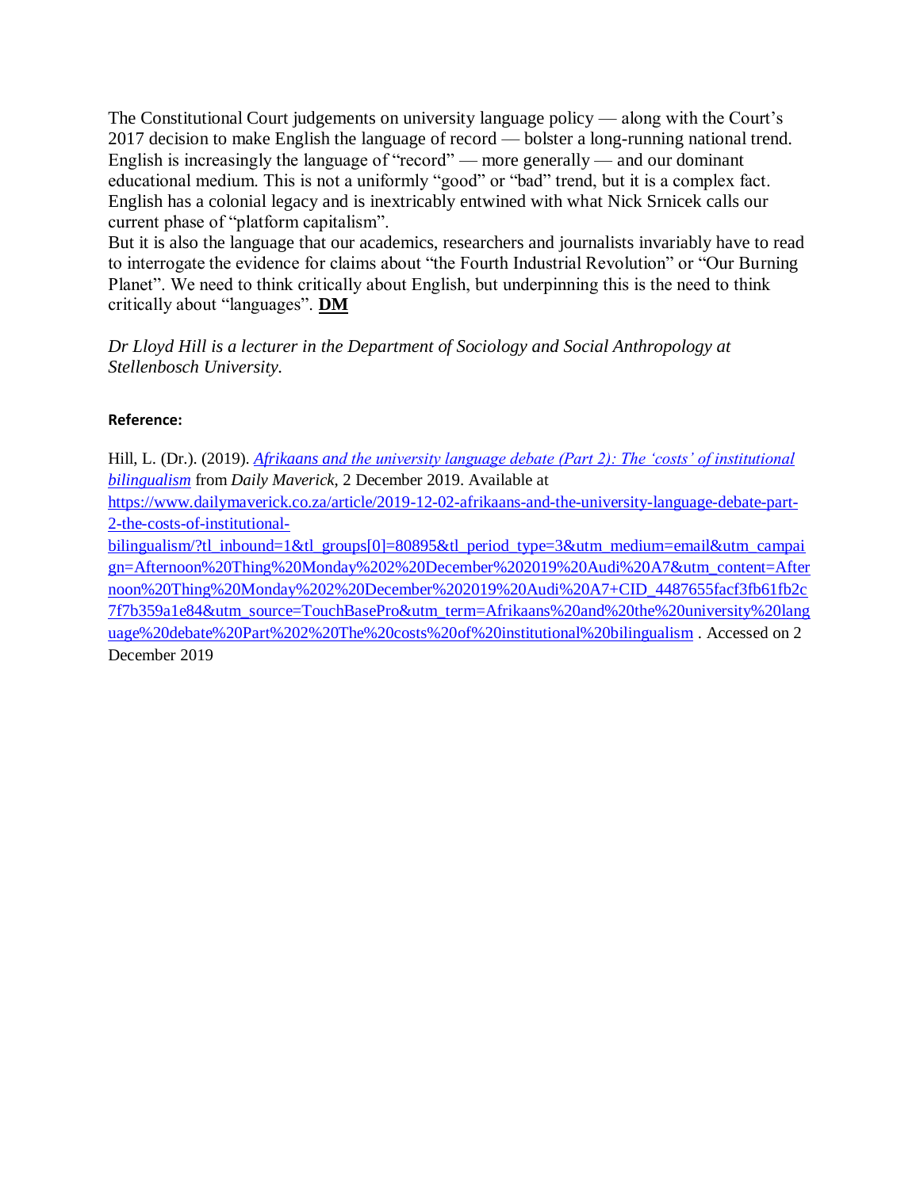The Constitutional Court judgements on university language policy — along with the Court's 2017 decision to make English the language of record — bolster a long-running national trend. English is increasingly the language of "record" — more generally — and our dominant educational medium. This is not a uniformly "good" or "bad" trend, but it is a complex fact. English has a colonial legacy and is inextricably entwined with what Nick Srnicek calls our current phase of "platform capitalism".

But it is also the language that our academics, researchers and journalists invariably have to read to interrogate the evidence for claims about "the Fourth Industrial Revolution" or "Our Burning Planet". We need to think critically about English, but underpinning this is the need to think critically about "languages". **DM**

*Dr Lloyd Hill is a lecturer in the Department of Sociology and Social Anthropology at Stellenbosch University.*

**Reference:**

Hill, L. (Dr.). (2019). *Afrikaans and the university language debate (Part 2): The 'costs' of institutional bilingualism* from *Daily Maverick*, 2 December 2019. Available at https://www.dailymaverick.co.za/article/2019-12-02-afrikaans-and-the-university-language-debate-part-2-the-costs-of-institutional-bilingualism/?tl_inbound=1&tl_groups[0]=80895&tl_period_type=3&utm_medium=email&utm_campaign=Afternoon%20Thing%20Monday%202%20December%202019%20Audi%20A7&utm_content=Afternoon%20Thing%20Monday%202%20December%202019%20Audi%20A7+CID_4487655facf3fb61fb2c7f7b359a1e84&utm_source=TouchBasePro&utm_term=Afrikaans%20and%20the%20university%20language%20debate%20Part%202%20The%20costs%20of%20institutional%20bilingualism . Accessed on 2 December 2019